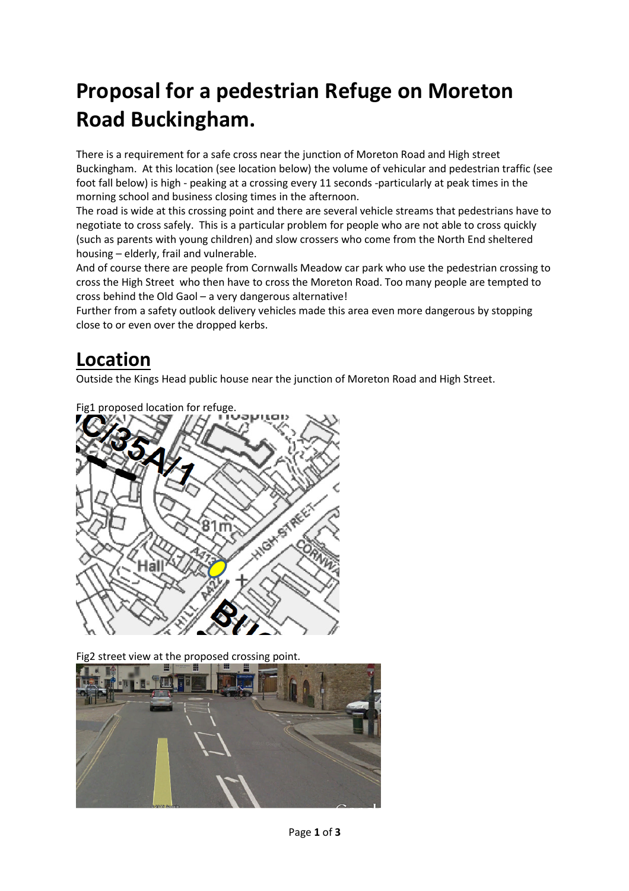# Proposal for a pedestrian Refuge on Moreton Road Buckingham.

There is a requirement for a safe cross near the junction of Moreton Road and High street Buckingham. At this location (see location below) the volume of vehicular and pedestrian traffic (see foot fall below) is high - peaking at a crossing every 11 seconds -particularly at peak times in the morning school and business closing times in the afternoon.

The road is wide at this crossing point and there are several vehicle streams that pedestrians have to negotiate to cross safely. This is a particular problem for people who are not able to cross quickly (such as parents with young children) and slow crossers who come from the North End sheltered housing – elderly, frail and vulnerable.

And of course there are people from Cornwalls Meadow car park who use the pedestrian crossing to cross the High Street who then have to cross the Moreton Road. Too many people are tempted to cross behind the Old Gaol – a very dangerous alternative!

Further from a safety outlook delivery vehicles made this area even more dangerous by stopping close to or even over the dropped kerbs.

## Location

Outside the Kings Head public house near the junction of Moreton Road and High Street.

Fig1 proposed location for refuge.

Fig2 street view at the proposed crossing point.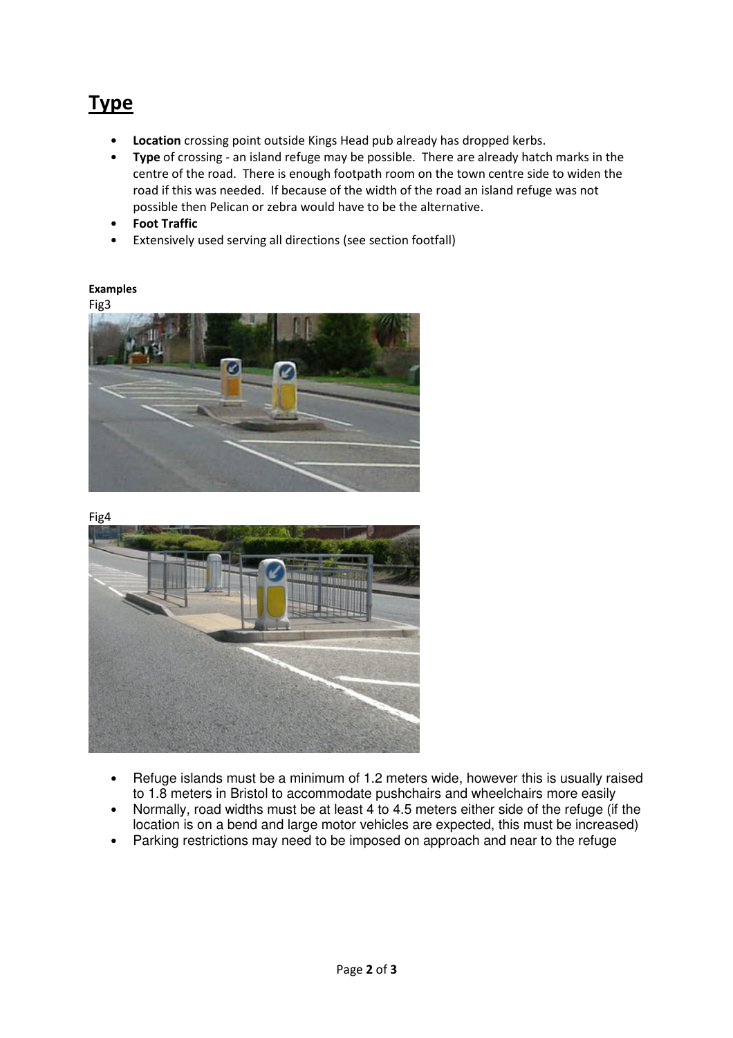# Type

- **Location** crossing point outside Kings Head pub already has dropped kerbs.
- **Type** of crossing - an island refuge may be possible. There are already hatch marks in the centre of the road. There is enough footpath room on the town centre side to widen the road if this was needed. If because of the width of the road an island refuge was not possible then Pelican or zebra would have to be the alternative.
- **Foot Traffic**
- Extensively used serving all directions (see section footfall)

**Examples**

Fig3

Fig4

- Refuge islands must be a minimum of 1.2 meters wide, however this is usually raised to 1.8 meters in Bristol to accommodate pushchairs and wheelchairs more easily
- Normally, road widths must be at least 4 to 4.5 meters either side of the refuge (if the location is on a bend and large motor vehicles are expected, this must be increased)
- Parking restrictions may need to be imposed on approach and near to the refuge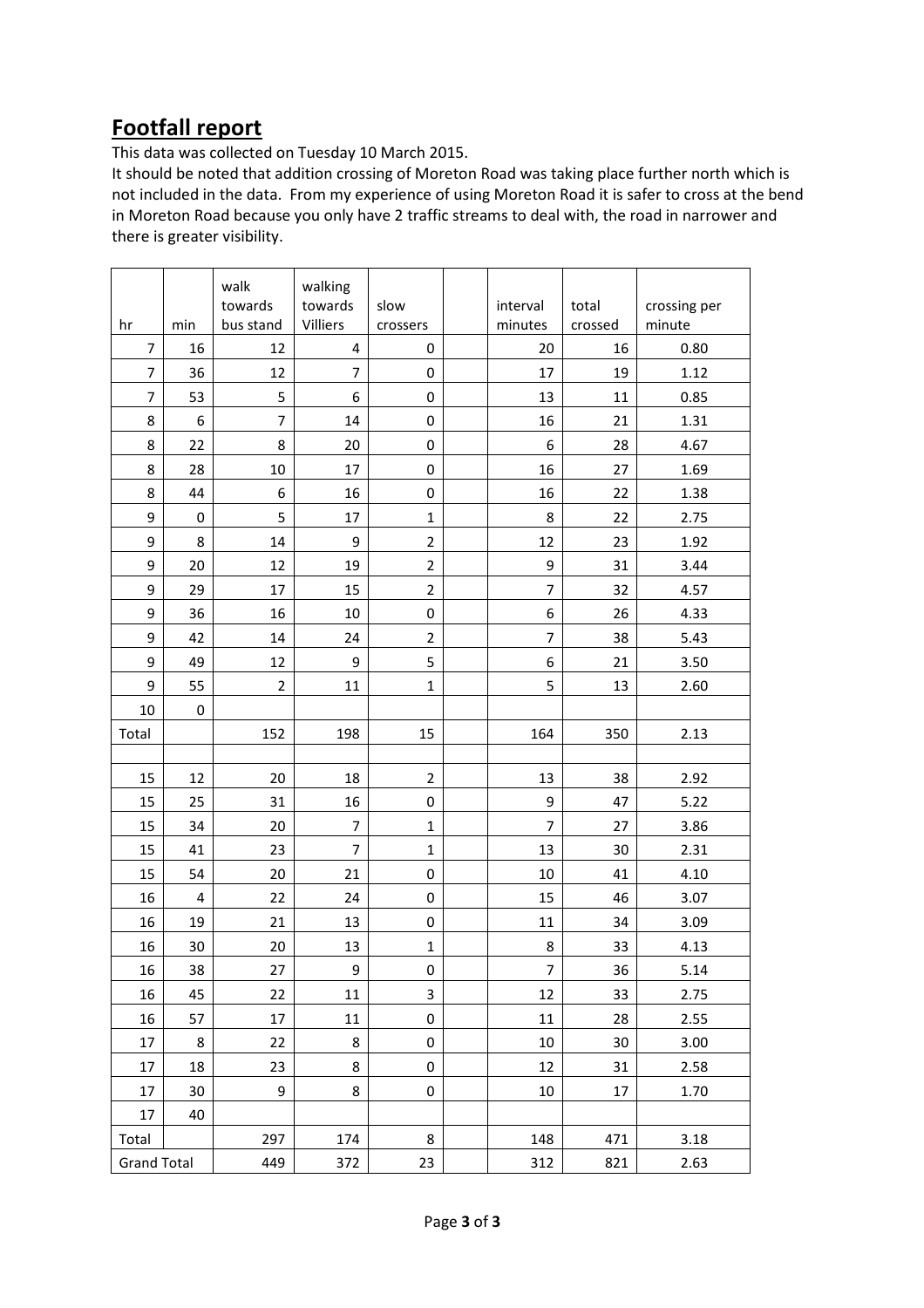# Footfall report

This data was collected on Tuesday 10 March 2015.

It should be noted that addition crossing of Moreton Road was taking place further north which is not included in the data. From my experience of using Moreton Road it is safer to cross at the bend in Moreton Road because you only have 2 traffic streams to deal with, the road in narrower and there is greater visibility.

| hr | min | walk towards bus stand | walking towards Villiers | slow crossers | | interval minutes | total crossed | crossing per minute |
|---|---|---|---|---|---|---|---|---|
| 7 | 16 | 12 | 4 | 0 | | 20 | 16 | 0.80 |
| 7 | 36 | 12 | 7 | 0 | | 17 | 19 | 1.12 |
| 7 | 53 | 5 | 6 | 0 | | 13 | 11 | 0.85 |
| 8 | 6 | 7 | 14 | 0 | | 16 | 21 | 1.31 |
| 8 | 22 | 8 | 20 | 0 | | 6 | 28 | 4.67 |
| 8 | 28 | 10 | 17 | 0 | | 16 | 27 | 1.69 |
| 8 | 44 | 6 | 16 | 0 | | 16 | 22 | 1.38 |
| 9 | 0 | 5 | 17 | 1 | | 8 | 22 | 2.75 |
| 9 | 8 | 14 | 9 | 2 | | 12 | 23 | 1.92 |
| 9 | 20 | 12 | 19 | 2 | | 9 | 31 | 3.44 |
| 9 | 29 | 17 | 15 | 2 | | 7 | 32 | 4.57 |
| 9 | 36 | 16 | 10 | 0 | | 6 | 26 | 4.33 |
| 9 | 42 | 14 | 24 | 2 | | 7 | 38 | 5.43 |
| 9 | 49 | 12 | 9 | 5 | | 6 | 21 | 3.50 |
| 9 | 55 | 2 | 11 | 1 | | 5 | 13 | 2.60 |
| 10 | 0 | | | | | | | |
| Total | | 152 | 198 | 15 | | 164 | 350 | 2.13 |
| | | | | | | | | |
| 15 | 12 | 20 | 18 | 2 | | 13 | 38 | 2.92 |
| 15 | 25 | 31 | 16 | 0 | | 9 | 47 | 5.22 |
| 15 | 34 | 20 | 7 | 1 | | 7 | 27 | 3.86 |
| 15 | 41 | 23 | 7 | 1 | | 13 | 30 | 2.31 |
| 15 | 54 | 20 | 21 | 0 | | 10 | 41 | 4.10 |
| 16 | 4 | 22 | 24 | 0 | | 15 | 46 | 3.07 |
| 16 | 19 | 21 | 13 | 0 | | 11 | 34 | 3.09 |
| 16 | 30 | 20 | 13 | 1 | | 8 | 33 | 4.13 |
| 16 | 38 | 27 | 9 | 0 | | 7 | 36 | 5.14 |
| 16 | 45 | 22 | 11 | 3 | | 12 | 33 | 2.75 |
| 16 | 57 | 17 | 11 | 0 | | 11 | 28 | 2.55 |
| 17 | 8 | 22 | 8 | 0 | | 10 | 30 | 3.00 |
| 17 | 18 | 23 | 8 | 0 | | 12 | 31 | 2.58 |
| 17 | 30 | 9 | 8 | 0 | | 10 | 17 | 1.70 |
| 17 | 40 | | | | | | | |
| Total | | 297 | 174 | 8 | | 148 | 471 | 3.18 |
| Grand Total | | 449 | 372 | 23 | | 312 | 821 | 2.63 |